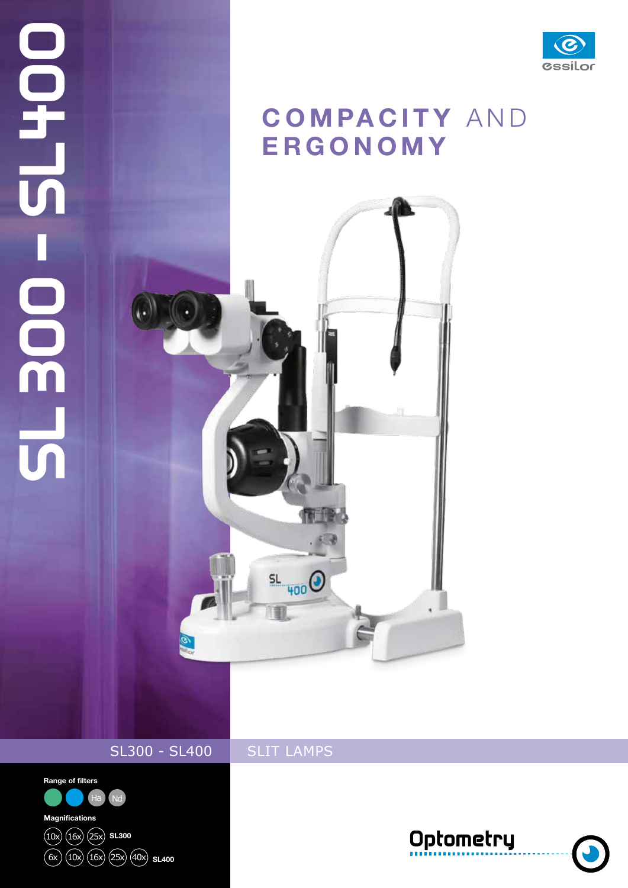# SL300 - SL400

essilor

## COMPACITY AND ERGONOMY

SL300 - SL400 SLIT LAMPS

**Range of filters**

Ha Nd

**Magnifications**

10x 16x 25x **SL300**

6x 10x 16x 25x 40x **SL400**

Optometry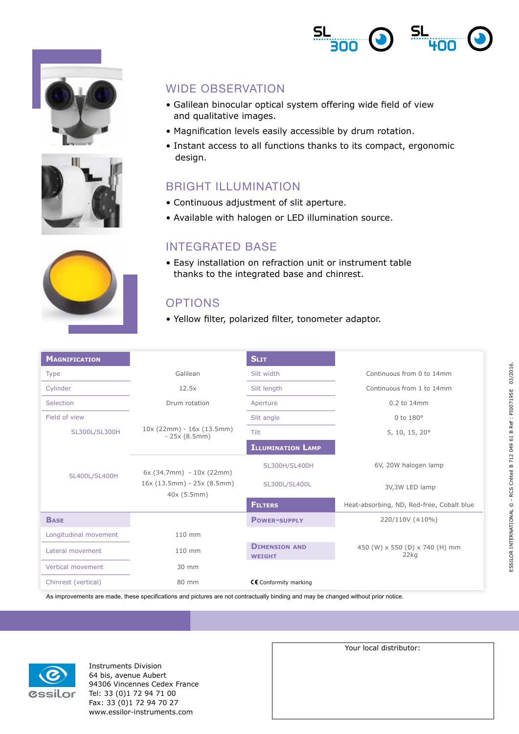SL 300 SL 400

## WIDE OBSERVATION

- Galilean binocular optical system offering wide field of view and qualitative images.
- Magnification levels easily accessible by drum rotation.
- Instant access to all functions thanks to its compact, ergonomic design.

## BRIGHT ILLUMINATION

- Continuous adjustment of slit aperture.
- Available with halogen or LED illumination source.

## INTEGRATED BASE

- Easy installation on refraction unit or instrument table thanks to the integrated base and chinrest.

## OPTIONS

- Yellow filter, polarized filter, tonometer adaptor.

| | | | |
|---|---|---|---|
| **Magnification** | | **Slit** | |
| Type | Galilean | Slit width | Continuous from 0 to 14mm |
| Cylinder | 12.5x | Slit length | Continuous from 1 to 14mm |
| Selection | Drum rotation | Aperture | 0.2 to 14mm |
| Field of view | | Slit angle | 0 to 180° |
| SL300L/SL300H | 10x (22mm) - 16x (13.5mm) - 25x (8.5mm) | Tilt | 5, 10, 15, 20° |
| | | **Illumination Lamp** | |
| SL400L/SL400H | 6x (34.7mm) - 10x (22mm) 16x (13.5mm) - 25x (8.5mm) 40x (5.5mm) | SL300H/SL400H | 6V, 20W halogen lamp |
| | | SL300L/SL400L | 3V,3W LED lamp |
| | | **Filters** | Heat-absorbing, ND, Red-free, Cobalt blue |
| **Base** | | **Power-supply** | 220/110V (±10%) |
| Longitudinal movement | 110 mm | | |
| Lateral movement | 110 mm | **Dimension and weight** | 450 (W) x 550 (D) x 740 (H) mm 22kg |
| Vertical movement | 30 mm | | |
| Chinrest (vertical) | 80 mm | CE Conformity marking | |

As improvements are made, these specifications and pictures are not contractually binding and may be changed without prior notice.

ESSILOR INTERNATIONAL © - RCS Créteil B 712 049 61 B Ref : PI007195E 03/2016.

essilor

Instruments Division
64 bis, avenue Aubert
94306 Vincennes Cedex France
Tel: 33 (0)1 72 94 71 00
Fax: 33 (0)1 72 94 70 27
www.essilor-instruments.com

Your local distributor: